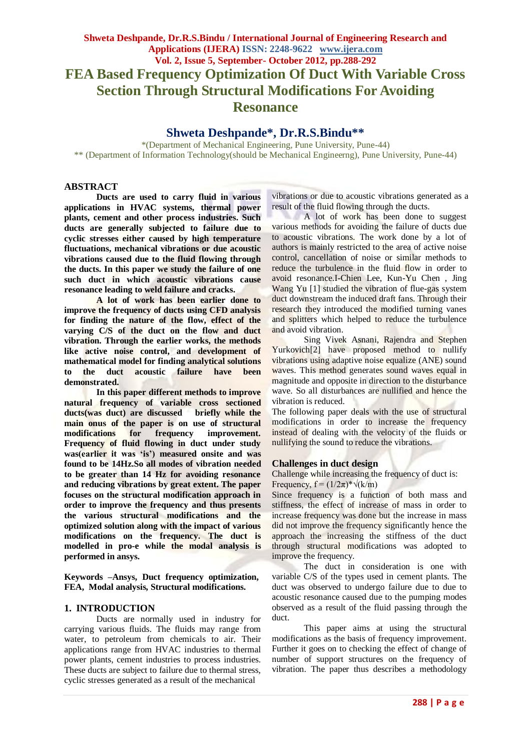# FEA Based Frequency Optimization Of Duct With Variable Cross Section Through Structural Modifications For Avoiding Resonance

## Shweta Deshpande*, Dr.R.S.Bindu**

*(Department of Mechanical Engineering, Pune University, Pune-44)
** (Department of Information Technology(should be Mechanical Engineerng), Pune University, Pune-44)

## ABSTRACT

**Ducts are used to carry fluid in various applications in HVAC systems, thermal power plants, cement and other process industries. Such ducts are generally subjected to failure due to cyclic stresses either caused by high temperature fluctuations, mechanical vibrations or due acoustic vibrations caused due to the fluid flowing through the ducts. In this paper we study the failure of one such duct in which acoustic vibrations cause resonance leading to weld failure and cracks.**

**A lot of work has been earlier done to improve the frequency of ducts using CFD analysis for finding the nature of the flow, effect of the varying C/S of the duct on the flow and duct vibration. Through the earlier works, the methods like active noise control, and development of mathematical model for finding analytical solutions to the duct acoustic failure have been demonstrated.**

**In this paper different methods to improve natural frequency of variable cross sectioned ducts(was duct) are discussed briefly while the main onus of the paper is on use of structural modifications for frequency improvement. Frequency of fluid flowing in duct under study was(earlier it was 'is') measured onsite and was found to be 14Hz.So all modes of vibration needed to be greater than 14 Hz for avoiding resonance and reducing vibrations by great extent. The paper focuses on the structural modification approach in order to improve the frequency and thus presents the various structural modifications and the optimized solution along with the impact of various modifications on the frequency. The duct is modelled in pro-e while the modal analysis is performed in ansys.**

**Keywords –Ansys, Duct frequency optimization, FEA, Modal analysis, Structural modifications.**

## 1. INTRODUCTION

Ducts are normally used in industry for carrying various fluids. The fluids may range from water, to petroleum from chemicals to air. Their applications range from HVAC industries to thermal power plants, cement industries to process industries. These ducts are subject to failure due to thermal stress, cyclic stresses generated as a result of the mechanical vibrations or due to acoustic vibrations generated as a result of the fluid flowing through the ducts.

A lot of work has been done to suggest various methods for avoiding the failure of ducts due to acoustic vibrations. The work done by a lot of authors is mainly restricted to the area of active noise control, cancellation of noise or similar methods to reduce the turbulence in the fluid flow in order to avoid resonance.I-Chien Lee, Kun-Yu Chen , Jing Wang Yu [1] studied the vibration of flue-gas system duct downstream the induced draft fans. Through their research they introduced the modified turning vanes and splitters which helped to reduce the turbulence and avoid vibration.

Sing Vivek Asnani, Rajendra and Stephen Yurkovich[2] have proposed method to nullify vibrations using adaptive noise equalize (ANE) sound waves. This method generates sound waves equal in magnitude and opposite in direction to the disturbance wave. So all disturbances are nullified and hence the vibration is reduced.

The following paper deals with the use of structural modifications in order to increase the frequency instead of dealing with the velocity of the fluids or nullifying the sound to reduce the vibrations.

## Challenges in duct design

Challenge while increasing the frequency of duct is:

Frequency, $f = (1/2\pi)*\sqrt{(k/m)}$

Since frequency is a function of both mass and stiffness, the effect of increase of mass in order to increase frequency was done but the increase in mass did not improve the frequency significantly hence the approach the increasing the stiffness of the duct through structural modifications was adopted to improve the frequency.

The duct in consideration is one with variable C/S of the types used in cement plants. The duct was observed to undergo failure due to due to acoustic resonance caused due to the pumping modes observed as a result of the fluid passing through the duct.

This paper aims at using the structural modifications as the basis of frequency improvement. Further it goes on to checking the effect of change of number of support structures on the frequency of vibration. The paper thus describes a methodology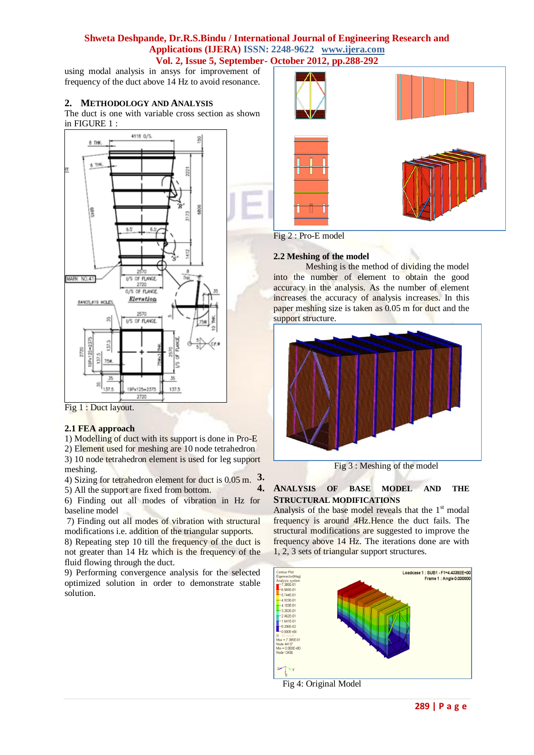using modal analysis in ansys for improvement of frequency of the duct above 14 Hz to avoid resonance.

## 2. Methodology and Analysis

The duct is one with variable cross section as shown in FIGURE 1 :

Fig 1 : Duct layout.

### 2.1 FEA approach

1) Modelling of duct with its support is done in Pro-E
2) Element used for meshing are 10 node tetrahedron
3) 10 node tetrahedron element is used for leg support meshing.
4) Sizing for tetrahedron element for duct is 0.05 m.
5) All the support are fixed from bottom.
6) Finding out all modes of vibration in Hz for baseline model
7) Finding out all modes of vibration with structural modifications i.e. addition of the triangular supports.
8) Repeating step 10 till the frequency of the duct is not greater than 14 Hz which is the frequency of the fluid flowing through the duct.
9) Performing convergence analysis for the selected optimized solution in order to demonstrate stable solution.

Fig 2 : Pro-E model

### 2.2 Meshing of the model

Meshing is the method of dividing the model into the number of element to obtain the good accuracy in the analysis. As the number of element increases the accuracy of analysis increases. In this paper meshing size is taken as 0.05 m for duct and the support structure.

Fig 3 : Meshing of the model

## 3.
## 4. Analysis of Base Model and the Structural Modifications

Analysis of the base model reveals that the 1st modal frequency is around 4Hz.Hence the duct fails. The structural modifications are suggested to improve the frequency above 14 Hz. The iterations done are with 1, 2, 3 sets of triangular support structures.

Fig 4: Original Model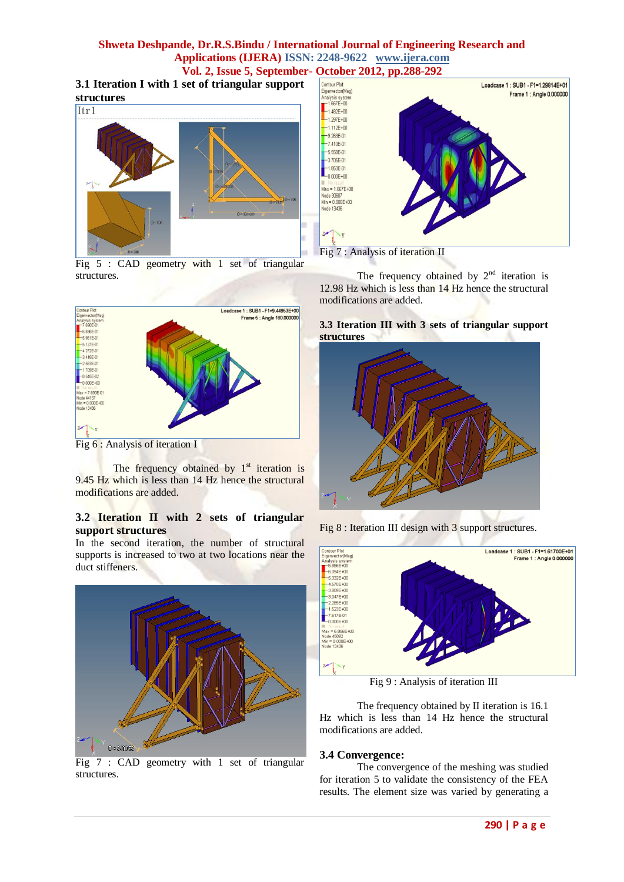### 3.1 Iteration I with 1 set of triangular support structures

Fig 5 : CAD geometry with 1 set of triangular structures.

Fig 6 : Analysis of iteration I

The frequency obtained by 1st iteration is 9.45 Hz which is less than 14 Hz hence the structural modifications are added.

### 3.2 Iteration II with 2 sets of triangular support structures

In the second iteration, the number of structural supports is increased to two at two locations near the duct stiffeners.

Fig 7 : CAD geometry with 1 set of triangular structures.

Fig 7 : Analysis of iteration II

The frequency obtained by 2nd iteration is 12.98 Hz which is less than 14 Hz hence the structural modifications are added.

### 3.3 Iteration III with 3 sets of triangular support structures

Fig 8 : Iteration III design with 3 support structures.

Fig 9 : Analysis of iteration III

The frequency obtained by II iteration is 16.1 Hz which is less than 14 Hz hence the structural modifications are added.

### 3.4 Convergence:

The convergence of the meshing was studied for iteration 5 to validate the consistency of the FEA results. The element size was varied by generating a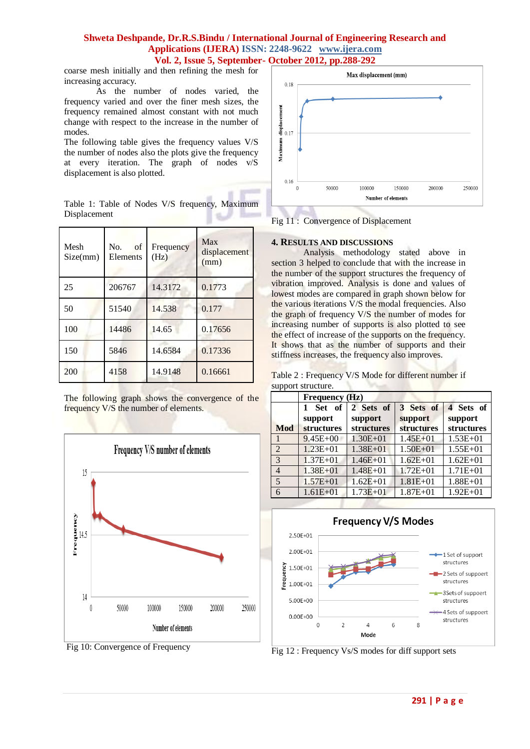coarse mesh initially and then refining the mesh for increasing accuracy.

As the number of nodes varied, the frequency varied and over the finer mesh sizes, the frequency remained almost constant with not much change with respect to the increase in the number of modes.

The following table gives the frequency values V/S the number of nodes also the plots give the frequency at every iteration. The graph of nodes v/S displacement is also plotted.

Table 1: Table of Nodes V/S frequency, Maximum Displacement

| Mesh Size(mm) | No. of Elements | Frequency (Hz) | Max displacement (mm) |
|---|---|---|---|
| 25 | 206767 | 14.3172 | 0.1773 |
| 50 | 51540 | 14.538 | 0.177 |
| 100 | 14486 | 14.65 | 0.17656 |
| 150 | 5846 | 14.6584 | 0.17336 |
| 200 | 4158 | 14.9148 | 0.16661 |

The following graph shows the convergence of the frequency V/S the number of elements.

Fig 10: Convergence of Frequency

Fig 11 : Convergence of Displacement

## 4. RESULTS AND DISCUSSIONS

Analysis methodology stated above in section 3 helped to conclude that with the increase in the number of the support structures the frequency of vibration improved. Analysis is done and values of lowest modes are compared in graph shown below for the various iterations V/S the modal frequencies. Also the graph of frequency V/S the number of modes for increasing number of supports is also plotted to see the effect of increase of the supports on the frequency. It shows that as the number of supports and their stiffness increases, the frequency also improves.

Table 2 : Frequency V/S Mode for different number if support structure.

| Mod | Frequency (Hz) | | | |
|---|---|---|---|---|
| | 1 Set of support structures | 2 Sets of support structures | 3 Sets of support structures | 4 Sets of support structures |
| 1 | 9.45E+00 | 1.30E+01 | 1.45E+01 | 1.53E+01 |
| 2 | 1.23E+01 | 1.38E+01 | 1.50E+01 | 1.55E+01 |
| 3 | 1.37E+01 | 1.46E+01 | 1.62E+01 | 1.62E+01 |
| 4 | 1.38E+01 | 1.48E+01 | 1.72E+01 | 1.71E+01 |
| 5 | 1.57E+01 | 1.62E+01 | 1.81E+01 | 1.88E+01 |
| 6 | 1.61E+01 | 1.73E+01 | 1.87E+01 | 1.92E+01 |

Fig 12 : Frequency Vs/S modes for diff support sets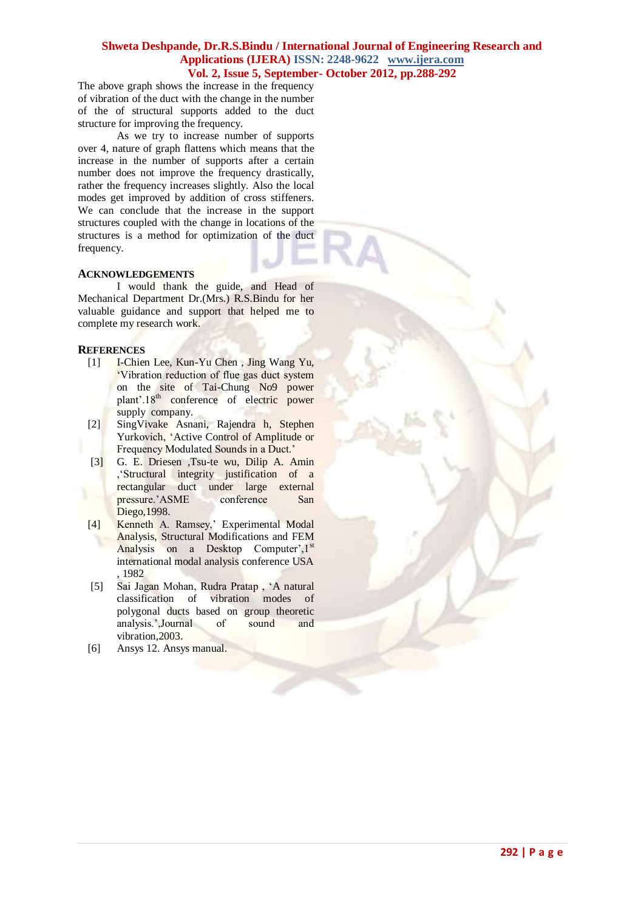The above graph shows the increase in the frequency of vibration of the duct with the change in the number of the of structural supports added to the duct structure for improving the frequency.

As we try to increase number of supports over 4, nature of graph flattens which means that the increase in the number of supports after a certain number does not improve the frequency drastically, rather the frequency increases slightly. Also the local modes get improved by addition of cross stiffeners. We can conclude that the increase in the support structures coupled with the change in locations of the structures is a method for optimization of the duct frequency.

## ACKNOWLEDGEMENTS

I would thank the guide, and Head of Mechanical Department Dr.(Mrs.) R.S.Bindu for her valuable guidance and support that helped me to complete my research work.

## REFERENCES

[1] I-Chien Lee, Kun-Yu Chen , Jing Wang Yu, 'Vibration reduction of flue gas duct system on the site of Tai-Chung No9 power plant'.18th conference of electric power supply company.

[2] SingVivake Asnani, Rajendra h, Stephen Yurkovich, 'Active Control of Amplitude or Frequency Modulated Sounds in a Duct.'

[3] G. E. Driesen ,Tsu-te wu, Dilip A. Amin ,'Structural integrity justification of a rectangular duct under large external pressure.'ASME conference San Diego,1998.

[4] Kenneth A. Ramsey,' Experimental Modal Analysis, Structural Modifications and FEM Analysis on a Desktop Computer',1st international modal analysis conference USA , 1982

[5] Sai Jagan Mohan, Rudra Pratap , 'A natural classification of vibration modes of polygonal ducts based on group theoretic analysis.',Journal of sound and vibration,2003.

[6] Ansys 12. Ansys manual.